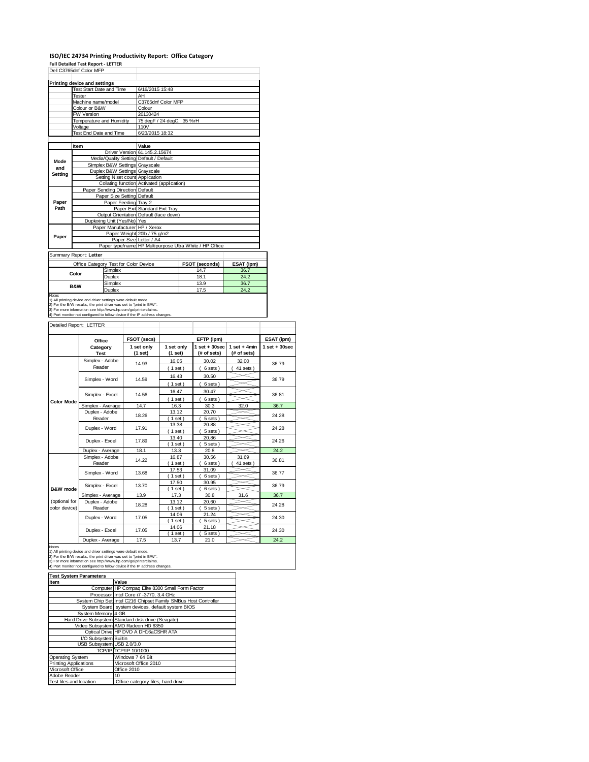# ISO/IEC 24734 Printing Productivity Report: Office Category

**Full Detailed Test Report - LETTER**

Dell C3765dnf Color MFP

| Printing device and settings | | |
|---|---|---|
| | Test Start Date and Time | 6/16/2015 15:48 |
| | Tester | AH |
| | Machine name/model | C3765dnf Color MFP |
| | Colour or B&W | Colour |
| | FW Version | 20130424 |
| | Temperature and Humidity | 75 degF / 24 degC, 35 %rH |
| | Voltage | 110V |
| | Test End Date and Time | 6/23/2015 18:32 |

| | Item | Value |
|---|---|---|
| Mode and Setting | Driver Version | 61.145.2.15674 |
| | Media/Quality Setting | Default / Default |
| | Simplex B&W Settings | Grayscale |
| | Duplex B&W Settings | Grayscale |
| | Setting N set count | Application |
| | Collating function | Activated (application) |
| Paper Path | Paper Sending Direction | Default |
| | Paper Size Setting | Default |
| | Paper Feeding | Tray 2 |
| | Paper Exit | Standard Exit Tray |
| | Output Orientation | Default (face down) |
| | Duplexing Unit (Yes/No) | Yes |
| Paper | Paper Manufacturer | HP / Xerox |
| | Paper Weight | 20lb / 75 g/m2 |
| | Paper Size | Letter / A4 |
| | Paper type/name | HP Multipurpose Ultra White / HP Office |

Summary Report: **Letter**

| Office Category Test for Color Device | | FSOT (seconds) | ESAT (ipm) |
|---|---|---|---|
| Color | Simplex | 14.7 | 36.7 |
| | Duplex | 18.1 | 24.2 |
| B&W | Simplex | 13.9 | 36.7 |
| | Duplex | 17.5 | 24.2 |

Notes
1) All printing device and driver settings were default mode.
2) For the B/W results, the print driver was set to "print in B/W".
3) For more information see http://www.hp.com/go/printerclaims.
4) Port monitor not configured to follow device if the IP address changes.

Detailed Report: LETTER

| | Office Category Test | FSOT (secs) 1 set only (1 set) | EFTP (ipm) 1 set only (1 set) | EFTP (ipm) 1 set + 30sec (# of sets) | EFTP (ipm) 1 set + 4min (# of sets) | ESAT (ipm) 1 set + 30sec |
|---|---|---|---|---|---|---|
| Color Mode | Simplex - Adobe Reader | 14.93 | 16.05 (1 set) | 30.02 (6 sets) | 32.00 (41 sets) | 36.79 |
| | Simplex - Word | 14.59 | 16.43 (1 set) | 30.50 (6 sets) | | 36.79 |
| | Simplex - Excel | 14.56 | 16.47 (1 set) | 30.47 (6 sets) | | 36.81 |
| | Simplex - Average | 14.7 | 16.3 | 30.3 | 32.0 | 36.7 |
| | Duplex - Adobe Reader | 18.26 | 13.12 (1 set) | 20.70 (5 sets) | | 24.28 |
| | Duplex - Word | 17.91 | 13.38 (1 set) | 20.88 (5 sets) | | 24.28 |
| | Duplex - Excel | 17.89 | 13.40 (1 set) | 20.86 (5 sets) | | 24.26 |
| | Duplex - Average | 18.1 | 13.3 | 20.8 | | 24.2 |
| B&W mode (optional for color device) | Simplex - Adobe Reader | 14.22 | 16.87 (1 set) | 30.56 (6 sets) | 31.69 (41 sets) | 36.81 |
| | Simplex - Word | 13.68 | 17.53 (1 set) | 31.09 (6 sets) | | 36.77 |
| | Simplex - Excel | 13.70 | 17.50 (1 set) | 30.95 (6 sets) | | 36.79 |
| | Simplex - Average | 13.9 | 17.3 | 30.8 | 31.6 | 36.7 |
| | Duplex - Adobe Reader | 18.28 | 13.12 (1 set) | 20.60 (5 sets) | | 24.28 |
| | Duplex - Word | 17.05 | 14.06 (1 set) | 21.24 (5 sets) | | 24.30 |
| | Duplex - Excel | 17.05 | 14.06 (1 set) | 21.18 (5 sets) | | 24.30 |
| | Duplex - Average | 17.5 | 13.7 | 21.0 | | 24.2 |

Notes
1) All printing device and driver settings were default mode.
2) For the B/W results, the print driver was set to "print in B/W".
3) For more information see http://www.hp.com/go/printerclaims.
4) Port monitor not configured to follow device if the IP address changes.

| Test System Parameters | |
|---|---|
| **Item** | **Value** |
| Computer | HP Compaq Elite 8300 Small Form Factor |
| Processor | Intel Core i7 -3770, 3.4 GHz |
| System Chip Set | Intel C216 Chipset Family SMBus Host Controller |
| System Board | system devices, default system BIOS |
| System Memory | 4 GB |
| Hard Drive Subsystem | Standard disk drive (Seagate) |
| Video Subsystem | AMD Radeon HD 6350 |
| Optical Drive | HP DVD A DH16aCSHR ATA |
| I/O Subsystem | Builtin |
| USB Subsystem | USB 2.0/3.0 |
| TCP/IP | TCP/IP 10/1000 |
| Operating System | Windows 7 64 Bit |
| Printing Applications | Microsoft Office 2010 |
| Microsoft Office | Office 2010 |
| Adobe Reader | 10 |
| Test files and location | Office category files, hard drive |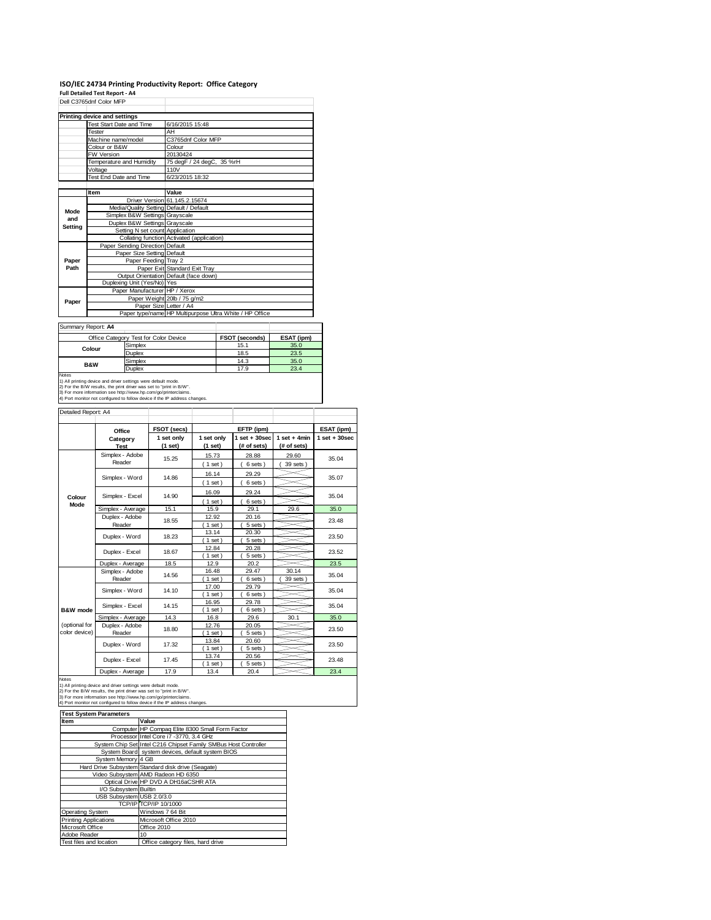# ISO/IEC 24734 Printing Productivity Report: Office Category

**Full Detailed Test Report - A4**

Dell C3765dnf Color MFP

| Printing device and settings | |
|---|---|
| Test Start Date and Time | 6/16/2015 15:48 |
| Tester | AH |
| Machine name/model | C3765dnf Color MFP |
| Colour or B&W | Colour |
| FW Version | 20130424 |
| Temperature and Humidity | 75 degF / 24 degC, 35 %rH |
| Voltage | 110V |
| Test End Date and Time | 6/23/2015 18:32 |

| | Item | Value |
|---|---|---|
| Mode and Setting | Driver Version | 61.145.2.15674 |
| | Media/Quality Setting | Default / Default |
| | Simplex B&W Settings | Grayscale |
| | Duplex B&W Settings | Grayscale |
| | Setting N set count | Application |
| | Collating function | Activated (application) |
| Paper Path | Paper Sending Direction | Default |
| | Paper Size Setting | Default |
| | Paper Feeding | Tray 2 |
| | Paper Exit | Standard Exit Tray |
| | Output Orientation | Default (face down) |
| | Duplexing Unit (Yes/No) | Yes |
| Paper | Paper Manufacturer | HP / Xerox |
| | Paper Weight | 20lb / 75 g/m2 |
| | Paper Size | Letter / A4 |
| | Paper type/name | HP Multipurpose Ultra White / HP Office |

Summary Report: **A4**

| Office Category Test for Color Device | | FSOT (seconds) | ESAT (ipm) |
|---|---|---|---|
| Colour | Simplex | 15.1 | 35.0 |
| | Duplex | 18.5 | 23.5 |
| B&W | Simplex | 14.3 | 35.0 |
| | Duplex | 17.9 | 23.4 |

Notes
1) All printing device and driver settings were default mode.
2) For the B/W results, the print driver was set to "print in B/W".
3) For more information see http://www.hp.com/go/printerclaims.
4) Port monitor not configured to follow device if the IP address changes.

Detailed Report: A4

| | Office Category Test | FSOT (secs) 1 set only (1 set) | EFTP (ipm) 1 set only (1 set) | EFTP (ipm) 1 set + 30sec (# of sets) | EFTP (ipm) 1 set + 4min (# of sets) | ESAT (ipm) 1 set + 30sec |
|---|---|---|---|---|---|---|
| Colour Mode | Simplex - Adobe Reader | 15.25 | 15.73 (1 set) | 28.88 (6 sets) | 29.60 (39 sets) | 35.04 |
| | Simplex - Word | 14.86 | 16.14 (1 set) | 29.29 (6 sets) | | 35.07 |
| | Simplex - Excel | 14.90 | 16.09 (1 set) | 29.24 (6 sets) | | 35.04 |
| | Simplex - Average | 15.1 | 15.9 | 29.1 | 29.6 | 35.0 |
| | Duplex - Adobe Reader | 18.55 | 12.92 (1 set) | 20.16 (5 sets) | | 23.48 |
| | Duplex - Word | 18.23 | 13.14 (1 set) | 20.30 (5 sets) | | 23.50 |
| | Duplex - Excel | 18.67 | 12.84 (1 set) | 20.28 (5 sets) | | 23.52 |
| | Duplex - Average | 18.5 | 12.9 | 20.2 | | 23.5 |
| B&W mode (optional for color device) | Simplex - Adobe Reader | 14.56 | 16.48 (1 set) | 29.47 (6 sets) | 30.14 (39 sets) | 35.04 |
| | Simplex - Word | 14.10 | 17.00 (1 set) | 29.79 (6 sets) | | 35.04 |
| | Simplex - Excel | 14.15 | 16.95 (1 set) | 29.78 (6 sets) | | 35.04 |
| | Simplex - Average | 14.3 | 16.8 | 29.6 | 30.1 | 35.0 |
| | Duplex - Adobe Reader | 18.80 | 12.76 (1 set) | 20.05 (5 sets) | | 23.50 |
| | Duplex - Word | 17.32 | 13.84 (1 set) | 20.60 (5 sets) | | 23.50 |
| | Duplex - Excel | 17.45 | 13.74 (1 set) | 20.56 (5 sets) | | 23.48 |
| | Duplex - Average | 17.9 | 13.4 | 20.4 | | 23.4 |

Notes
1) All printing device and driver settings were default mode.
2) For the B/W results, the print driver was set to "print in B/W".
3) For more information see http://www.hp.com/go/printerclaims.
4) Port monitor not configured to follow device if the IP address changes.

| Test System Parameters | |
|---|---|
| **Item** | **Value** |
| Computer | HP Compaq Elite 8300 Small Form Factor |
| Processor | Intel Core i7 -3770, 3.4 GHz |
| System Chip Set | Intel C216 Chipset Family SMBus Host Controller |
| System Board | system devices, default system BIOS |
| System Memory | 4 GB |
| Hard Drive Subsystem | Standard disk drive (Seagate) |
| Video Subsystem | AMD Radeon HD 6350 |
| Optical Drive | HP DVD A DH16aCSHR ATA |
| I/O Subsystem | Builtin |
| USB Subsystem | USB 2.0/3.0 |
| TCP/IP | TCP/IP 10/1000 |
| Operating System | Windows 7 64 Bit |
| Printing Applications | Microsoft Office 2010 |
| Microsoft Office | Office 2010 |
| Adobe Reader | 10 |
| Test files and location | Office category files, hard drive |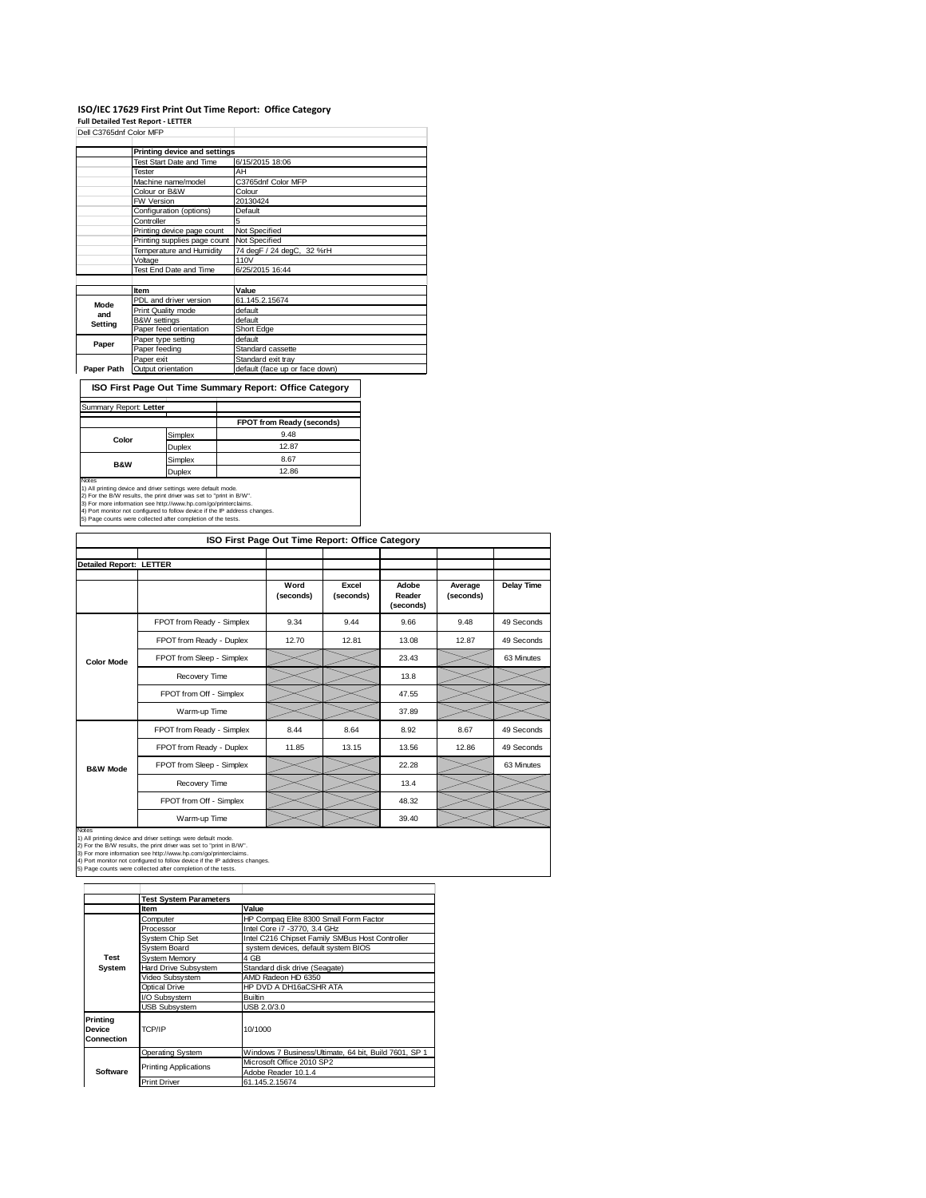# ISO/IEC 17629 First Print Out Time Report: Office Category

**Full Detailed Test Report - LETTER**

Dell C3765dnf Color MFP

| | Printing device and settings | |
|---|---|---|
| | Test Start Date and Time | 6/15/2015 18:06 |
| | Tester | AH |
| | Machine name/model | C3765dnf Color MFP |
| | Colour or B&W | Colour |
| | FW Version | 20130424 |
| | Configuration (options) | Default |
| | Controller | 5 |
| | Printing device page count | Not Specified |
| | Printing supplies page count | Not Specified |
| | Temperature and Humidity | 74 degF / 24 degC, 32 %rH |
| | Voltage | 110V |
| | Test End Date and Time | 6/25/2015 16:44 |

| | Item | Value |
|---|---|---|
| Mode and Setting | PDL and driver version | 61.145.2.15674 |
| | Print Quality mode | default |
| | B&W settings | default |
| | Paper feed orientation | Short Edge |
| Paper | Paper type setting | default |
| | Paper feeding | Standard cassette |
| | Paper exit | Standard exit tray |
| Paper Path | Output orientation | default (face up or face down) |

## ISO First Page Out Time Summary Report: Office Category

Summary Report: **Letter**

| | | FPOT from Ready (seconds) |
|---|---|---|
| Color | Simplex | 9.48 |
| | Duplex | 12.87 |
| B&W | Simplex | 8.67 |
| | Duplex | 12.86 |

Notes
1) All printing device and driver settings were default mode.
2) For the B/W results, the print driver was set to "print in B/W".
3) For more information see http://www.hp.com/go/printerclaims.
4) Port monitor not configured to follow device if the IP address changes.
5) Page counts were collected after completion of the tests.

## ISO First Page Out Time Report: Office Category

**Detailed Report: LETTER**

| | | Word (seconds) | Excel (seconds) | Adobe Reader (seconds) | Average (seconds) | Delay Time |
|---|---|---|---|---|---|---|
| Color Mode | FPOT from Ready - Simplex | 9.34 | 9.44 | 9.66 | 9.48 | 49 Seconds |
| | FPOT from Ready - Duplex | 12.70 | 12.81 | 13.08 | 12.87 | 49 Seconds |
| | FPOT from Sleep - Simplex | | | 23.43 | | 63 Minutes |
| | Recovery Time | | | 13.8 | | |
| | FPOT from Off - Simplex | | | 47.55 | | |
| | Warm-up Time | | | 37.89 | | |
| B&W Mode | FPOT from Ready - Simplex | 8.44 | 8.64 | 8.92 | 8.67 | 49 Seconds |
| | FPOT from Ready - Duplex | 11.85 | 13.15 | 13.56 | 12.86 | 49 Seconds |
| | FPOT from Sleep - Simplex | | | 22.28 | | 63 Minutes |
| | Recovery Time | | | 13.4 | | |
| | FPOT from Off - Simplex | | | 48.32 | | |
| | Warm-up Time | | | 39.40 | | |

Notes
1) All printing device and driver settings were default mode.
2) For the B/W results, the print driver was set to "print in B/W".
3) For more information see http://www.hp.com/go/printerclaims.
4) Port monitor not configured to follow device if the IP address changes.
5) Page counts were collected after completion of the tests.

| | Test System Parameters | |
|---|---|---|
| | Item | Value |
| Test System | Computer | HP Compaq Elite 8300 Small Form Factor |
| | Processor | Intel Core i7 -3770, 3.4 GHz |
| | System Chip Set | Intel C216 Chipset Family SMBus Host Controller |
| | System Board | system devices, default system BIOS |
| | System Memory | 4 GB |
| | Hard Drive Subsystem | Standard disk drive (Seagate) |
| | Video Subsystem | AMD Radeon HD 6350 |
| | Optical Drive | HP DVD A DH16aCSHR ATA |
| | I/O Subsystem | Builtin |
| | USB Subsystem | USB 2.0/3.0 |
| Printing Device Connection | TCP/IP | 10/1000 |
| Software | Operating System | Windows 7 Business/Ultimate, 64 bit, Build 7601, SP 1 |
| | Printing Applications | Microsoft Office 2010 SP2 |
| | | Adobe Reader 10.1.4 |
| | Print Driver | 61.145.2.15674 |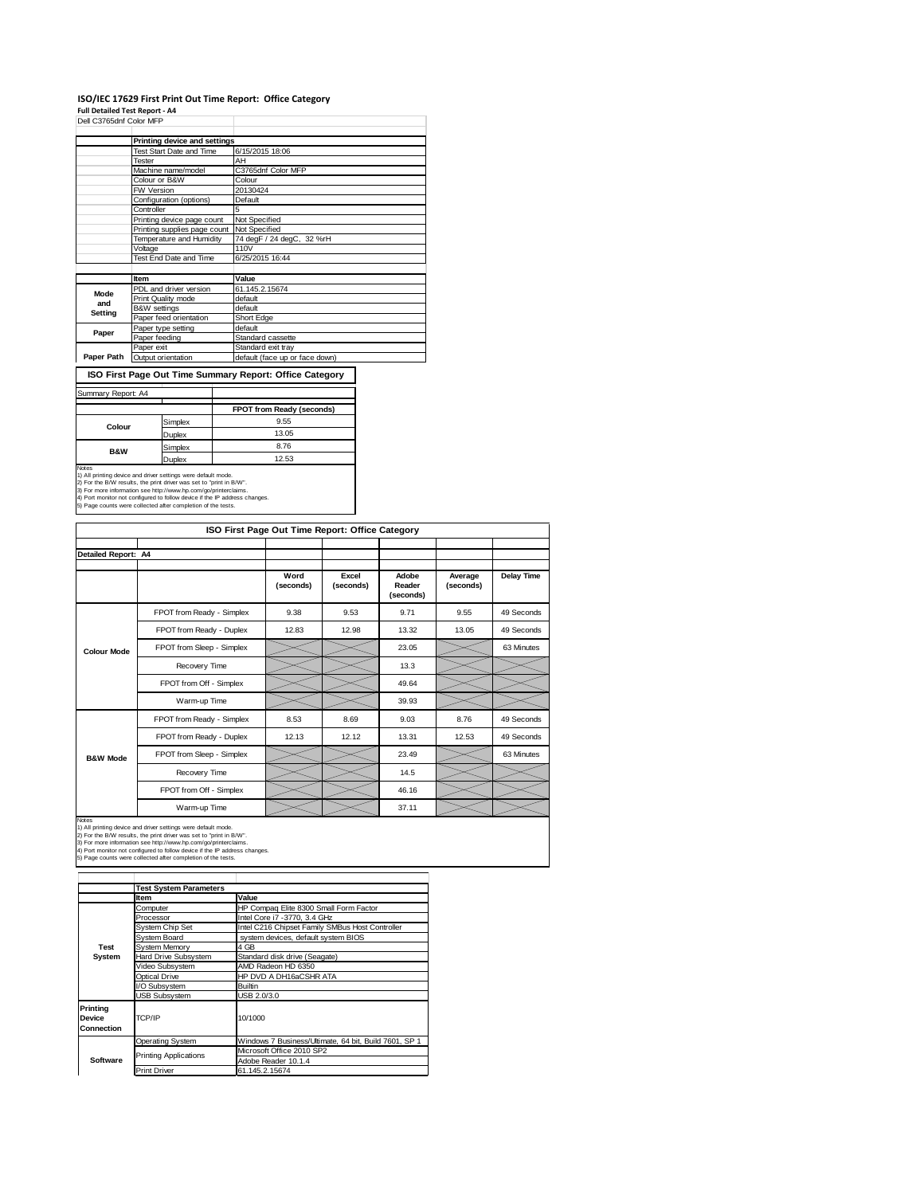# ISO/IEC 17629 First Print Out Time Report: Office Category

**Full Detailed Test Report - A4**

Dell C3765dnf Color MFP

| | Printing device and settings | |
|---|---|---|
| | Test Start Date and Time | 6/15/2015 18:06 |
| | Tester | AH |
| | Machine name/model | C3765dnf Color MFP |
| | Colour or B&W | Colour |
| | FW Version | 20130424 |
| | Configuration (options) | Default |
| | Controller | 5 |
| | Printing device page count | Not Specified |
| | Printing supplies page count | Not Specified |
| | Temperature and Humidity | 74 degF / 24 degC, 32 %rH |
| | Voltage | 110V |
| | Test End Date and Time | 6/25/2015 16:44 |

| | Item | Value |
|---|---|---|
| Mode and Setting | PDL and driver version | 61.145.2.15674 |
| | Print Quality mode | default |
| | B&W settings | default |
| | Paper feed orientation | Short Edge |
| Paper | Paper type setting | default |
| | Paper feeding | Standard cassette |
| Paper Path | Paper exit | Standard exit tray |
| | Output orientation | default (face up or face down) |

## ISO First Page Out Time Summary Report: Office Category

Summary Report: A4

| | | FPOT from Ready (seconds) |
|---|---|---|
| Colour | Simplex | 9.55 |
| | Duplex | 13.05 |
| B&W | Simplex | 8.76 |
| | Duplex | 12.53 |

Notes
1) All printing device and driver settings were default mode.
2) For the B/W results, the print driver was set to "print in B/W".
3) For more information see http://www.hp.com/go/printerclaims.
4) Port monitor not configured to follow device if the IP address changes.
5) Page counts were collected after completion of the tests.

## ISO First Page Out Time Report: Office Category

Detailed Report: A4

| | | Word (seconds) | Excel (seconds) | Adobe Reader (seconds) | Average (seconds) | Delay Time |
|---|---|---|---|---|---|---|
| Colour Mode | FPOT from Ready - Simplex | 9.38 | 9.53 | 9.71 | 9.55 | 49 Seconds |
| | FPOT from Ready - Duplex | 12.83 | 12.98 | 13.32 | 13.05 | 49 Seconds |
| | FPOT from Sleep - Simplex | | | 23.05 | | 63 Minutes |
| | Recovery Time | | | 13.3 | | |
| | FPOT from Off - Simplex | | | 49.64 | | |
| | Warm-up Time | | | 39.93 | | |
| B&W Mode | FPOT from Ready - Simplex | 8.53 | 8.69 | 9.03 | 8.76 | 49 Seconds |
| | FPOT from Ready - Duplex | 12.13 | 12.12 | 13.31 | 12.53 | 49 Seconds |
| | FPOT from Sleep - Simplex | | | 23.49 | | 63 Minutes |
| | Recovery Time | | | 14.5 | | |
| | FPOT from Off - Simplex | | | 46.16 | | |
| | Warm-up Time | | | 37.11 | | |

Notes
1) All printing device and driver settings were default mode.
2) For the B/W results, the print driver was set to "print in B/W".
3) For more information see http://www.hp.com/go/printerclaims.
4) Port monitor not configured to follow device if the IP address changes.
5) Page counts were collected after completion of the tests.

| | Test System Parameters | |
|---|---|---|
| | Item | Value |
| Test System | Computer | HP Compaq Elite 8300 Small Form Factor |
| | Processor | Intel Core i7 -3770, 3.4 GHz |
| | System Chip Set | Intel C216 Chipset Family SMBus Host Controller |
| | System Board | system devices, default system BIOS |
| | System Memory | 4 GB |
| | Hard Drive Subsystem | Standard disk drive (Seagate) |
| | Video Subsystem | AMD Radeon HD 6350 |
| | Optical Drive | HP DVD A DH16aCSHR ATA |
| | I/O Subsystem | Builtin |
| | USB Subsystem | USB 2.0/3.0 |
| Printing Device Connection | TCP/IP | 10/1000 |
| Software | Operating System | Windows 7 Business/Ultimate, 64 bit, Build 7601, SP 1 |
| | Printing Applications | Microsoft Office 2010 SP2 |
| | | Adobe Reader 10.1.4 |
| | Print Driver | 61.145.2.15674 |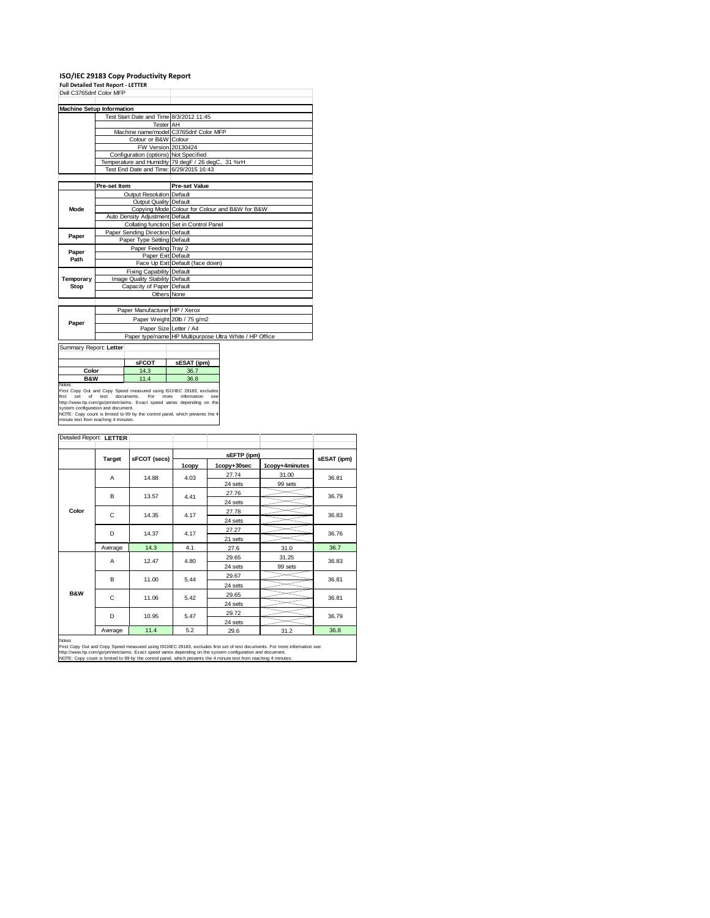# ISO/IEC 29183 Copy Productivity Report

**Full Detailed Test Report - LETTER**

Dell C3765dnf Color MFP

| Machine Setup Information | | |
|---|---|---|
| | Test Start Date and Time | 8/3/2012 11:45 |
| | Tester | AH |
| | Machine name/model | C3765dnf Color MFP |
| | Colour or B&W | Colour |
| | FW Version | 20130424 |
| | Configuration (options) | Not Specified |
| | Temperature and Humidity | 79 degF / 26 degC, 31 %rH |
| | Test End Date and Time: | 6/29/2015 16:43 |

| | Pre-set Item | Pre-set Value |
|---|---|---|
| Mode | Output Resolution | Default |
| | Output Quality | Default |
| | Copying Mode | Colour for Colour and B&W for B&W |
| | Auto Density Adjustment | Default |
| | Collating function | Set in Control Panel |
| Paper | Paper Sending Direction | Default |
| | Paper Type Setting | Default |
| Paper Path | Paper Feeding | Tray 2 |
| | Paper Exit | Default |
| | Face Up Exit | Default (face down) |
| Temporary Stop | Fixing Capability | Default |
| | Image Quality Stability | Default |
| | Capacity of Paper | Default |
| | Others | None |

| | | |
|---|---|---|
| Paper | Paper Manufacturer | HP / Xerox |
| | Paper Weight | 20lb / 75 g/m2 |
| | Paper Size | Letter / A4 |
| | Paper type/name | HP Multipurpose Ultra White / HP Office |

Summary Report: **Letter**

| | sFCOT | sESAT (ipm) |
|---|---|---|
| **Color** | 14.3 | 36.7 |
| **B&W** | 11.4 | 36.8 |

Notes
First Copy Out and Copy Speed measured using ISO/IEC 29183, excludes first set of test documents. For more information see http://www.hp.com/go/printerclaims. Exact speed varies depending on the system configuration and document.
NOTE: Copy count is limited to 99 by the control panel, which prevents the 4 minute test from reaching 4 minutes.

Detailed Report: **LETTER**

| | Target | sFCOT (secs) | sEFTP (ipm) 1copy | sEFTP (ipm) 1copy+30sec | sEFTP (ipm) 1copy+4minutes | sESAT (ipm) |
|---|---|---|---|---|---|---|
| Color | A | 14.88 | 4.03 | 27.74 / 24 sets | 31.00 / 99 sets | 36.81 |
| | B | 13.57 | 4.41 | 27.76 / 24 sets | | 36.79 |
| | C | 14.35 | 4.17 | 27.78 / 24 sets | | 36.83 |
| | D | 14.37 | 4.17 | 27.27 / 21 sets | | 36.76 |
| | Average | 14.3 | 4.1 | 27.6 | 31.0 | 36.7 |
| B&W | A | 12.47 | 4.80 | 29.65 / 24 sets | 31.25 / 99 sets | 36.83 |
| | B | 11.00 | 5.44 | 29.67 / 24 sets | | 36.81 |
| | C | 11.06 | 5.42 | 29.65 / 24 sets | | 36.81 |
| | D | 10.95 | 5.47 | 29.72 / 24 sets | | 36.79 |
| | Average | 11.4 | 5.2 | 29.6 | 31.2 | 36.8 |

Notes
First Copy Out and Copy Speed measured using ISO/IEC 29183, excludes first set of test documents. For more information see http://www.hp.com/go/printerclaims. Exact speed varies depending on the system configuration and document.
NOTE: Copy count is limited to 99 by the control panel, which prevents the 4 minute test from reaching 4 minutes.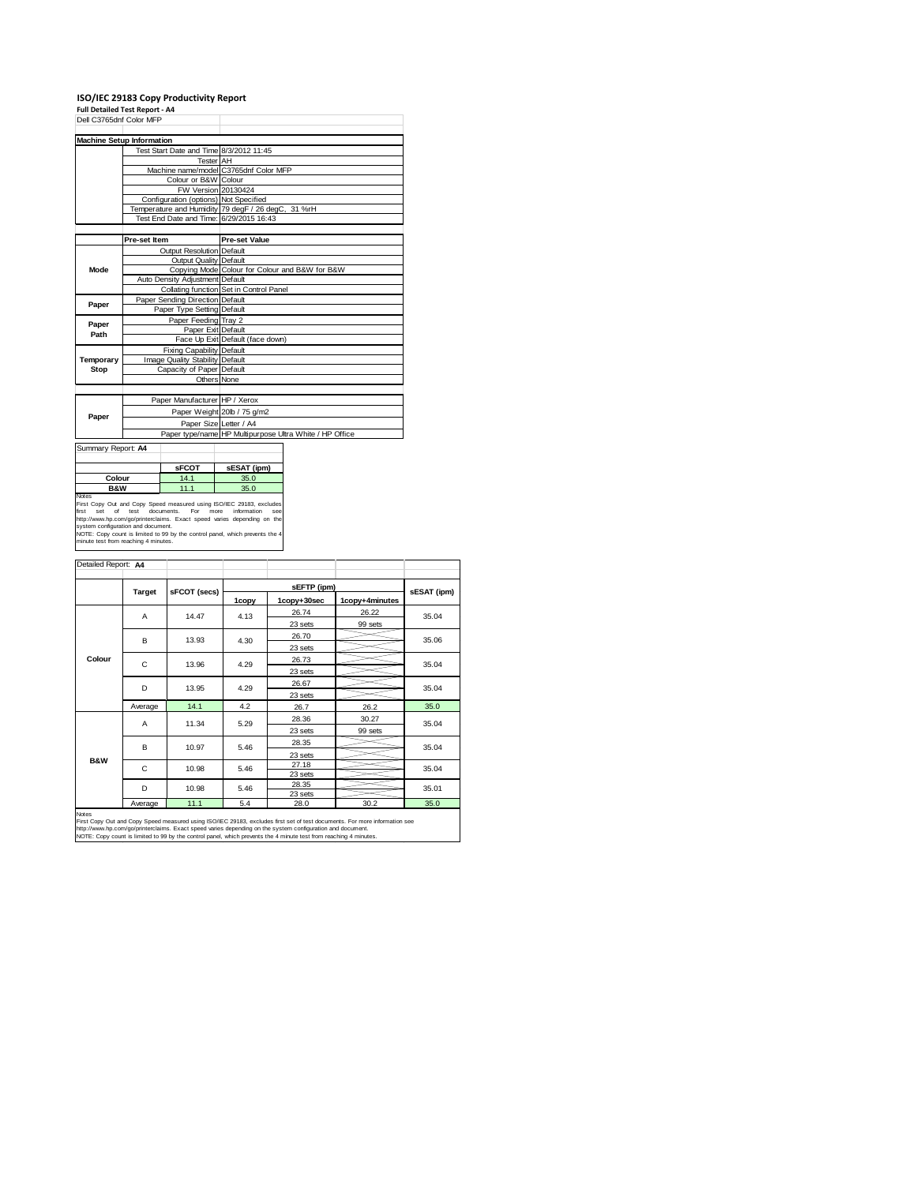# ISO/IEC 29183 Copy Productivity Report

**Full Detailed Test Report - A4**

Dell C3765dnf Color MFP

| Machine Setup Information | | |
|---|---|---|
| | Test Start Date and Time | 8/3/2012 11:45 |
| | Tester | AH |
| | Machine name/model | C3765dnf Color MFP |
| | Colour or B&W | Colour |
| | FW Version | 20130424 |
| | Configuration (options) | Not Specified |
| | Temperature and Humidity | 79 degF / 26 degC, 31 %rH |
| | Test End Date and Time: | 6/29/2015 16:43 |

| | Pre-set Item | Pre-set Value |
|---|---|---|
| Mode | Output Resolution | Default |
| | Output Quality | Default |
| | Copying Mode | Colour for Colour and B&W for B&W |
| | Auto Density Adjustment | Default |
| | Collating function | Set in Control Panel |
| Paper | Paper Sending Direction | Default |
| | Paper Type Setting | Default |
| Paper Path | Paper Feeding | Tray 2 |
| | Paper Exit | Default |
| | Face Up Exit | Default (face down) |
| Temporary Stop | Fixing Capability | Default |
| | Image Quality Stability | Default |
| | Capacity of Paper | Default |
| | Others | None |

| | | |
|---|---|---|
| Paper | Paper Manufacturer | HP / Xerox |
| | Paper Weight | 20lb / 75 g/m2 |
| | Paper Size | Letter / A4 |
| | Paper type/name | HP Multipurpose Ultra White / HP Office |

Summary Report: **A4**

| | sFCOT | sESAT (ipm) |
|---|---|---|
| **Colour** | 14.1 | 35.0 |
| **B&W** | 11.1 | 35.0 |

Notes
First Copy Out and Copy Speed measured using ISO/IEC 29183, excludes first set of test documents. For more information see http://www.hp.com/go/printerclaims. Exact speed varies depending on the system configuration and document.
NOTE: Copy count is limited to 99 by the control panel, which prevents the 4 minute test from reaching 4 minutes.

Detailed Report: **A4**

| | Target | sFCOT (secs) | sEFTP (ipm) 1copy | sEFTP (ipm) 1copy+30sec | sEFTP (ipm) 1copy+4minutes | sESAT (ipm) |
|---|---|---|---|---|---|---|
| Colour | A | 14.47 | 4.13 | 26.74 / 23 sets | 26.22 / 99 sets | 35.04 |
| | B | 13.93 | 4.30 | 26.70 / 23 sets | | 35.06 |
| | C | 13.96 | 4.29 | 26.73 / 23 sets | | 35.04 |
| | D | 13.95 | 4.29 | 26.67 / 23 sets | | 35.04 |
| | Average | 14.1 | 4.2 | 26.7 | 26.2 | 35.0 |
| B&W | A | 11.34 | 5.29 | 28.36 / 23 sets | 30.27 / 99 sets | 35.04 |
| | B | 10.97 | 5.46 | 28.35 / 23 sets | | 35.04 |
| | C | 10.98 | 5.46 | 27.18 / 23 sets | | 35.04 |
| | D | 10.98 | 5.46 | 28.35 / 23 sets | | 35.01 |
| | Average | 11.1 | 5.4 | 28.0 | 30.2 | 35.0 |

Notes
First Copy Out and Copy Speed measured using ISO/IEC 29183, excludes first set of test documents. For more information see http://www.hp.com/go/printerclaims. Exact speed varies depending on the system configuration and document.
NOTE: Copy count is limited to 99 by the control panel, which prevents the 4 minute test from reaching 4 minutes.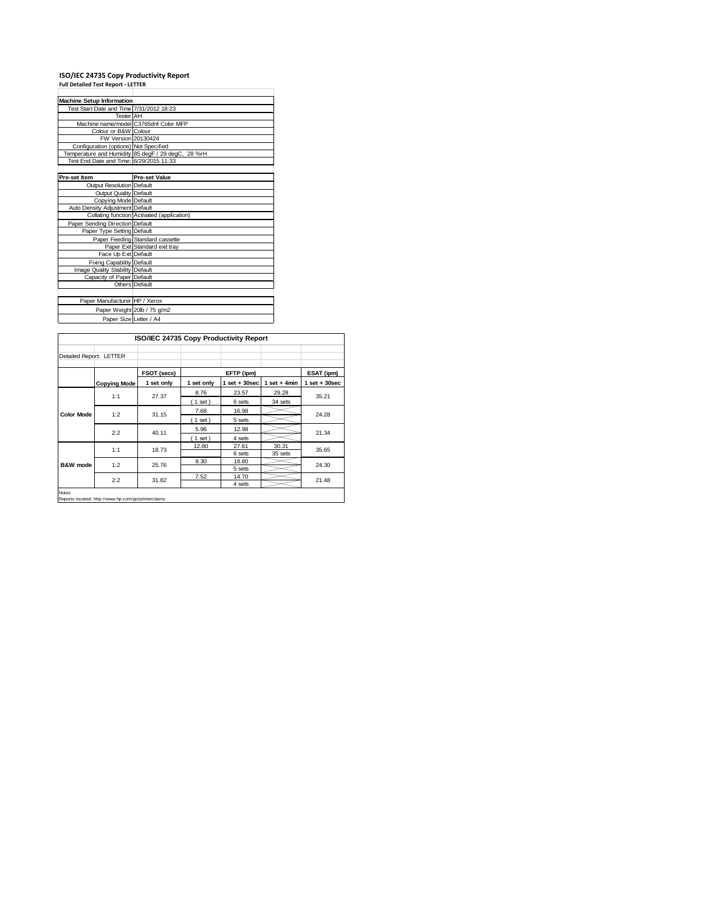# ISO/IEC 24735 Copy Productivity Report

**Full Detailed Test Report - LETTER**

| Machine Setup Information | |
|---|---|
| Test Start Date and Time | 7/31/2012 18:23 |
| Tester | AH |
| Machine name/model | C3765dnf Color MFP |
| Colour or B&W | Colour |
| FW Version | 20130424 |
| Configuration (options) | Not Specified |
| Temperature and Humidity | 85 degF / 29 degC, 28 %rH |
| Test End Date and Time: | 6/29/2015 11:33 |

| Pre-set Item | Pre-set Value |
|---|---|
| Output Resolution | Default |
| Output Quality | Default |
| Copying Mode | Default |
| Auto Density Adjustment | Default |
| Collating function | Activated (application) |
| Paper Sending Direction | Default |
| Paper Type Setting | Default |
| Paper Feeding | Standard cassette |
| Paper Exit | Standard exit tray |
| Face Up Exit | Default |
| Fixing Capability | Default |
| Image Quality Stability | Default |
| Capacity of Paper | Default |
| Others | Default |
| | |
| Paper Manufacturer | HP / Xerox |
| Paper Weight | 20lb / 75 g/m2 |
| Paper Size | Letter / A4 |

**ISO/IEC 24735 Copy Productivity Report**

Detailed Report: LETTER

| | | FSOT (secs) | EFTP (ipm) | | | ESAT (ipm) |
|---|---|---|---|---|---|---|
| | **Copying Mode** | **1 set only** | **1 set only** | **1 set + 30sec** | **1 set + 4min** | **1 set + 30sec** |
| **Color Mode** | 1:1 | 27.37 | 8.76 | 23.57 | 29.28 | 35.21 |
| | | | ( 1 set ) | 6 sets | 34 sets | |
| | 1:2 | 31.15 | 7.68 | 16.98 | | 24.28 |
| | | | ( 1 set ) | 5 sets | | |
| | 2:2 | 40.11 | 5.96 | 12.98 | | 21.34 |
| | | | ( 1 set ) | 4 sets | | |
| **B&W mode** | 1:1 | 18.73 | 12.80 | 27.61 | 30.31 | 35.65 |
| | | | | 6 sets | 35 sets | |
| | 1:2 | 25.76 | 9.30 | 18.80 | | 24.30 |
| | | | | 5 sets | | |
| | 2:2 | 31.82 | 7.52 | 14.70 | | 21.48 |
| | | | | 4 sets | | |

Notes

Reports located: http://www.hp.com/go/printerclaims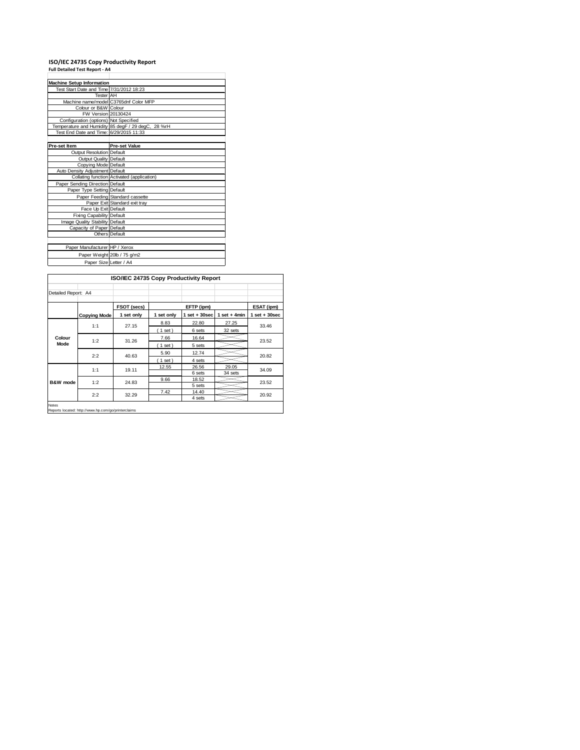# ISO/IEC 24735 Copy Productivity Report

**Full Detailed Test Report - A4**

| Machine Setup Information | |
|---|---|
| Test Start Date and Time | 7/31/2012 18:23 |
| Tester | AH |
| Machine name/model | C3765dnf Color MFP |
| Colour or B&W | Colour |
| FW Version | 20130424 |
| Configuration (options) | Not Specified |
| Temperature and Humidity | 85 degF / 29 degC, 28 %rH |
| Test End Date and Time: | 6/29/2015 11:33 |

| Pre-set Item | Pre-set Value |
|---|---|
| Output Resolution | Default |
| Output Quality | Default |
| Copying Mode | Default |
| Auto Density Adjustment | Default |
| Collating function | Activated (application) |
| Paper Sending Direction | Default |
| Paper Type Setting | Default |
| Paper Feeding | Standard cassette |
| Paper Exit | Standard exit tray |
| Face Up Exit | Default |
| Fixing Capability | Default |
| Image Quality Stability | Default |
| Capacity of Paper | Default |
| Others | Default |
| | |
| Paper Manufacturer | HP / Xerox |
| Paper Weight | 20lb / 75 g/m2 |
| Paper Size | Letter / A4 |

**ISO/IEC 24735 Copy Productivity Report**

Detailed Report: A4

| | Copying Mode | FSOT (secs) | EFTP (ipm) | | | ESAT (ipm) |
|---|---|---|---|---|---|---|
| | | 1 set only | 1 set only | 1 set + 30sec | 1 set + 4min | 1 set + 30sec |
| Colour Mode | 1:1 | 27.15 | 8.83 | 22.80 | 27.25 | 33.46 |
| | | | ( 1 set ) | 6 sets | 32 sets | |
| | 1:2 | 31.26 | 7.66 | 16.64 | | 23.52 |
| | | | ( 1 set ) | 5 sets | | |
| | 2:2 | 40.63 | 5.90 | 12.74 | | 20.82 |
| | | | ( 1 set ) | 4 sets | | |
| B&W mode | 1:1 | 19.11 | 12.55 | 26.56 | 29.05 | 34.09 |
| | | | | 6 sets | 34 sets | |
| | 1:2 | 24.83 | 9.66 | 18.52 | | 23.52 |
| | | | | 5 sets | | |
| | 2:2 | 32.29 | 7.42 | 14.40 | | 20.92 |
| | | | | 4 sets | | |

Notes

Reports located: http://www.hp.com/go/printerclaims